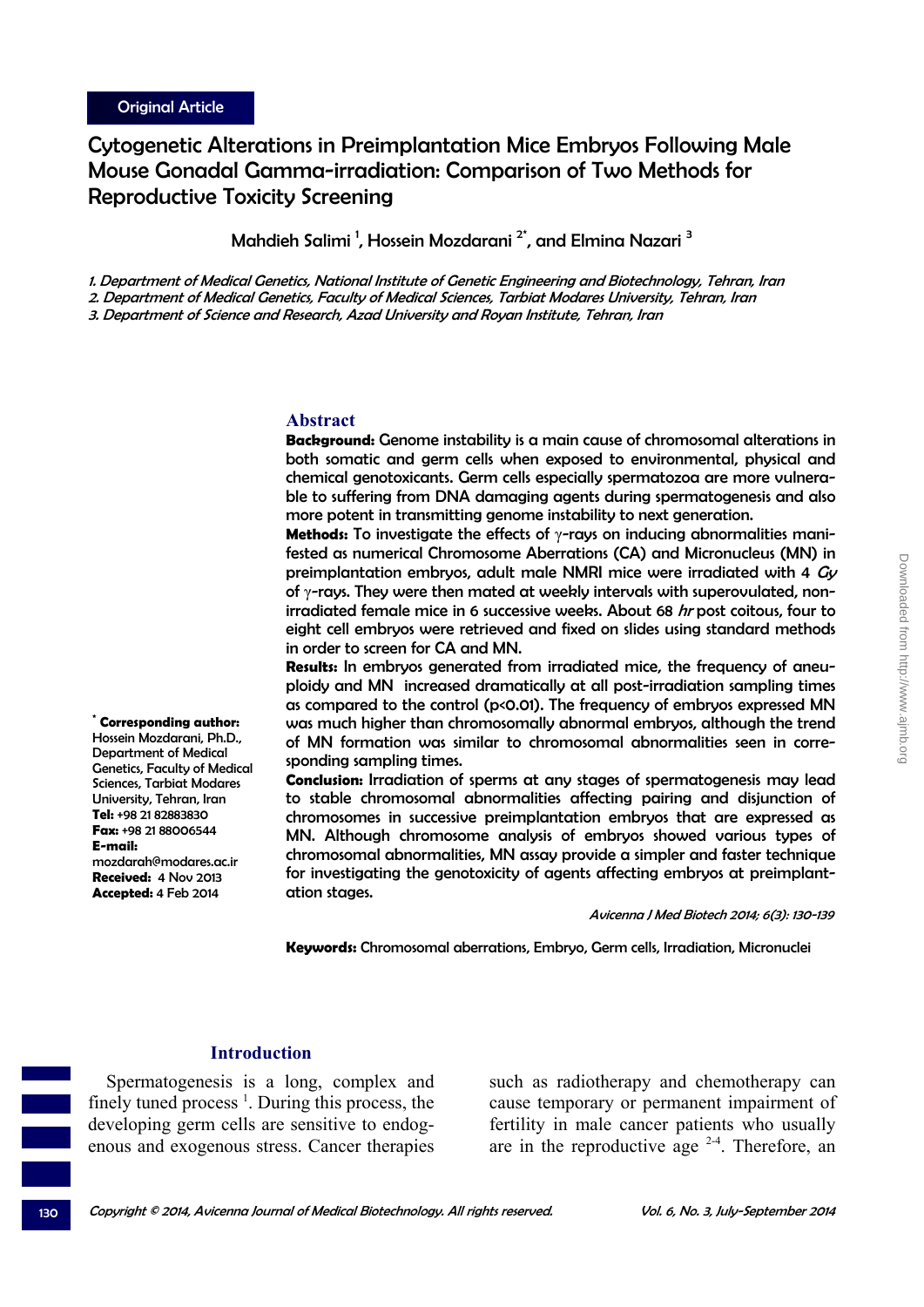Original Article

# Cytogenetic Alterations in Preimplantation Mice Embryos Following Male Mouse Gonadal Gamma-irradiation: Comparison of Two Methods for Reproductive Toxicity Screening

Mahdieh Salimi [1], Hossein Mozdarani [2*], and Elmina Nazari [3]

*1. Department of Medical Genetics, National Institute of Genetic Engineering and Biotechnology, Tehran, Iran*
*2. Department of Medical Genetics, Faculty of Medical Sciences, Tarbiat Modares University, Tehran, Iran*
*3. Department of Science and Research, Azad University and Royan Institute, Tehran, Iran*

\* **Corresponding author:** Hossein Mozdarani, Ph.D., Department of Medical Genetics, Faculty of Medical Sciences, Tarbiat Modares University, Tehran, Iran
**Tel:** +98 21 82883830
**Fax:** +98 21 88006544
**E-mail:** mozdarah@modares.ac.ir
**Received:** 4 Nov 2013
**Accepted:** 4 Feb 2014

## Abstract

**Background:** Genome instability is a main cause of chromosomal alterations in both somatic and germ cells when exposed to environmental, physical and chemical genotoxicants. Germ cells especially spermatozoa are more vulnerable to suffering from DNA damaging agents during spermatogenesis and also more potent in transmitting genome instability to next generation.

**Methods:** To investigate the effects of γ-rays on inducing abnormalities manifested as numerical Chromosome Aberrations (CA) and Micronucleus (MN) in preimplantation embryos, adult male NMRI mice were irradiated with 4 *Gy* of γ-rays. They were then mated at weekly intervals with superovulated, non-irradiated female mice in 6 successive weeks. About 68 *hr* post coitous, four to eight cell embryos were retrieved and fixed on slides using standard methods in order to screen for CA and MN.

**Results:** In embryos generated from irradiated mice, the frequency of aneuploidy and MN increased dramatically at all post-irradiation sampling times as compared to the control ($p<0.01$). The frequency of embryos expressed MN was much higher than chromosomally abnormal embryos, although the trend of MN formation was similar to chromosomal abnormalities seen in corresponding sampling times.

**Conclusion:** Irradiation of sperms at any stages of spermatogenesis may lead to stable chromosomal abnormalities affecting pairing and disjunction of chromosomes in successive preimplantation embryos that are expressed as MN. Although chromosome analysis of embryos showed various types of chromosomal abnormalities, MN assay provide a simpler and faster technique for investigating the genotoxicity of agents affecting embryos at preimplantation stages.

*Avicenna J Med Biotech 2014; 6(3): 130-139*

**Keywords:** Chromosomal aberrations, Embryo, Germ cells, Irradiation, Micronuclei

## Introduction

Spermatogenesis is a long, complex and finely tuned process [1]. During this process, the developing germ cells are sensitive to endogenous and exogenous stress. Cancer therapies such as radiotherapy and chemotherapy can cause temporary or permanent impairment of fertility in male cancer patients who usually are in the reproductive age [2-4]. Therefore, an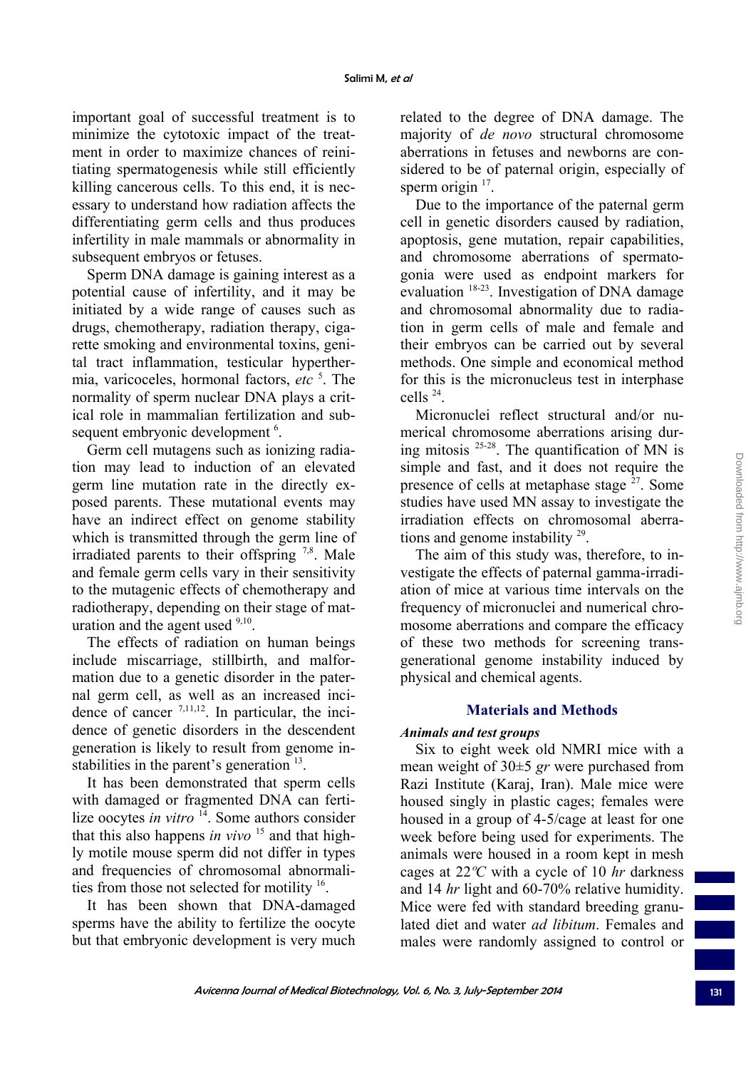important goal of successful treatment is to minimize the cytotoxic impact of the treatment in order to maximize chances of reinitiating spermatogenesis while still efficiently killing cancerous cells. To this end, it is necessary to understand how radiation affects the differentiating germ cells and thus produces infertility in male mammals or abnormality in subsequent embryos or fetuses.

Sperm DNA damage is gaining interest as a potential cause of infertility, and it may be initiated by a wide range of causes such as drugs, chemotherapy, radiation therapy, cigarette smoking and environmental toxins, genital tract inflammation, testicular hyperthermia, varicoceles, hormonal factors, *etc* [5]. The normality of sperm nuclear DNA plays a critical role in mammalian fertilization and subsequent embryonic development [6].

Germ cell mutagens such as ionizing radiation may lead to induction of an elevated germ line mutation rate in the directly exposed parents. These mutational events may have an indirect effect on genome stability which is transmitted through the germ line of irradiated parents to their offspring [7,8]. Male and female germ cells vary in their sensitivity to the mutagenic effects of chemotherapy and radiotherapy, depending on their stage of maturation and the agent used [9,10].

The effects of radiation on human beings include miscarriage, stillbirth, and malformation due to a genetic disorder in the paternal germ cell, as well as an increased incidence of cancer [7,11,12]. In particular, the incidence of genetic disorders in the descendent generation is likely to result from genome instabilities in the parent's generation [13].

It has been demonstrated that sperm cells with damaged or fragmented DNA can fertilize oocytes *in vitro* [14]. Some authors consider that this also happens *in vivo* [15] and that highly motile mouse sperm did not differ in types and frequencies of chromosomal abnormalities from those not selected for motility [16].

It has been shown that DNA-damaged sperms have the ability to fertilize the oocyte but that embryonic development is very much related to the degree of DNA damage. The majority of *de novo* structural chromosome aberrations in fetuses and newborns are considered to be of paternal origin, especially of sperm origin [17].

Due to the importance of the paternal germ cell in genetic disorders caused by radiation, apoptosis, gene mutation, repair capabilities, and chromosome aberrations of spermatogonia were used as endpoint markers for evaluation [18-23]. Investigation of DNA damage and chromosomal abnormality due to radiation in germ cells of male and female and their embryos can be carried out by several methods. One simple and economical method for this is the micronucleus test in interphase cells [24].

Micronuclei reflect structural and/or numerical chromosome aberrations arising during mitosis [25-28]. The quantification of MN is simple and fast, and it does not require the presence of cells at metaphase stage [27]. Some studies have used MN assay to investigate the irradiation effects on chromosomal aberrations and genome instability [29].

The aim of this study was, therefore, to investigate the effects of paternal gamma-irradiation of mice at various time intervals on the frequency of micronuclei and numerical chromosome aberrations and compare the efficacy of these two methods for screening transgenerational genome instability induced by physical and chemical agents.

## Materials and Methods

### *Animals and test groups*

Six to eight week old NMRI mice with a mean weight of 30±5 *gr* were purchased from Razi Institute (Karaj, Iran). Male mice were housed singly in plastic cages; females were housed in a group of 4-5/cage at least for one week before being used for experiments. The animals were housed in a room kept in mesh cages at 22*°C* with a cycle of 10 *hr* darkness and 14 *hr* light and 60-70% relative humidity. Mice were fed with standard breeding granulated diet and water *ad libitum*. Females and males were randomly assigned to control or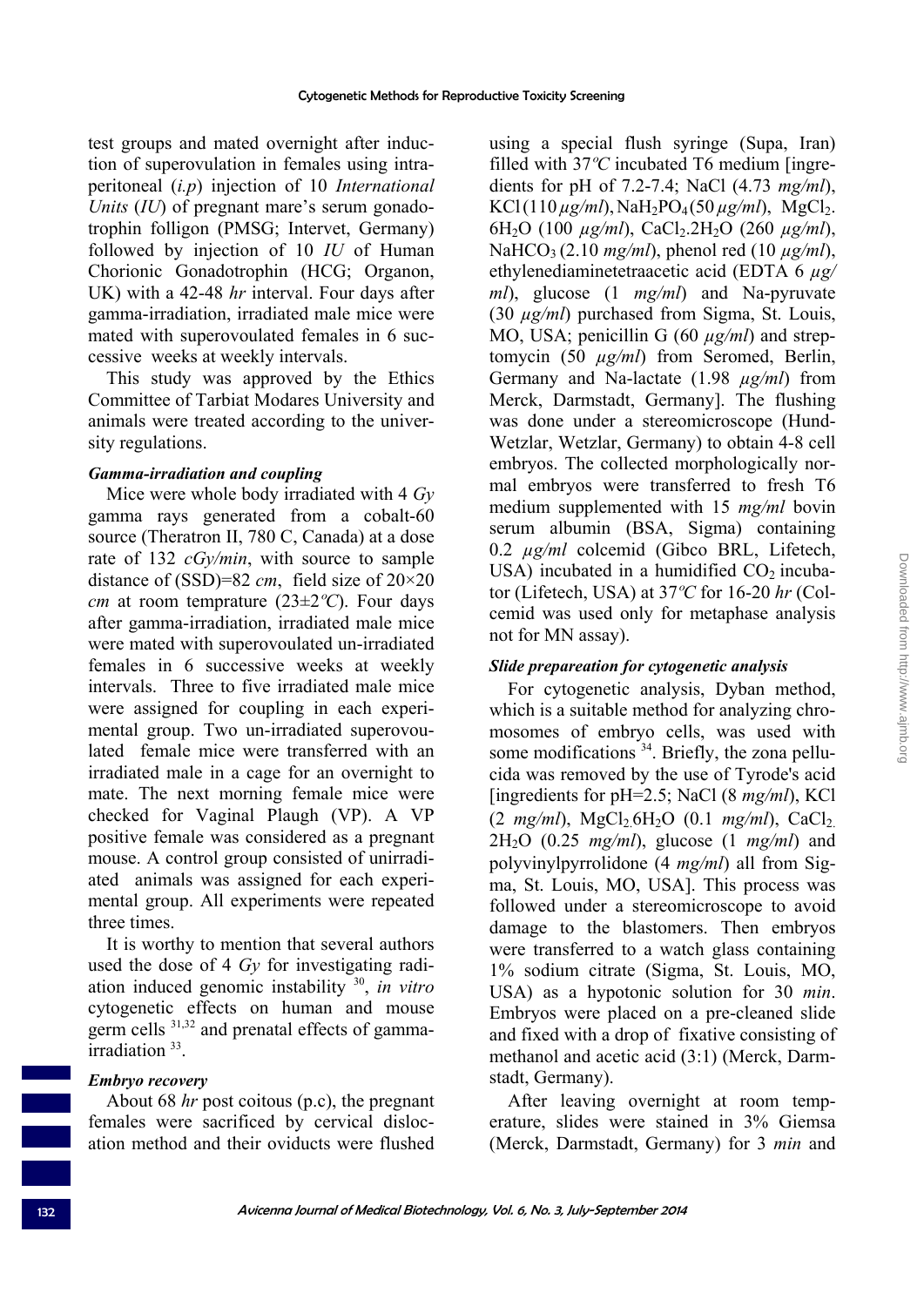test groups and mated overnight after induction of superovulation in females using intraperitoneal (*i.p*) injection of 10 *International Units* (*IU*) of pregnant mare's serum gonadotrophin folligon (PMSG; Intervet, Germany) followed by injection of 10 *IU* of Human Chorionic Gonadotrophin (HCG; Organon, UK) with a 42-48 *hr* interval. Four days after gamma-irradiation, irradiated male mice were mated with superovoulated females in 6 successive weeks at weekly intervals.

This study was approved by the Ethics Committee of Tarbiat Modares University and animals were treated according to the university regulations.

***Gamma-irradiation and coupling***

Mice were whole body irradiated with 4 *Gy* gamma rays generated from a cobalt-60 source (Theratron II, 780 C, Canada) at a dose rate of 132 *cGy/min*, with source to sample distance of (SSD)=82 *cm*, field size of 20×20 *cm* at room temprature (23±2*°C*). Four days after gamma-irradiation, irradiated male mice were mated with superovoulated un-irradiated females in 6 successive weeks at weekly intervals. Three to five irradiated male mice were assigned for coupling in each experimental group. Two un-irradiated superovoulated female mice were transferred with an irradiated male in a cage for an overnight to mate. The next morning female mice were checked for Vaginal Plaugh (VP). A VP positive female was considered as a pregnant mouse. A control group consisted of unirradiated animals was assigned for each experimental group. All experiments were repeated three times.

It is worthy to mention that several authors used the dose of 4 *Gy* for investigating radiation induced genomic instability [30], *in vitro* cytogenetic effects on human and mouse germ cells [31,32] and prenatal effects of gamma-irradiation [33].

***Embryo recovery***

About 68 *hr* post coitous (p.c), the pregnant females were sacrificed by cervical dislocation method and their oviducts were flushed using a special flush syringe (Supa, Iran) filled with 37*°C* incubated T6 medium [ingredients for pH of 7.2-7.4; NaCl (4.73 *mg/ml*), KCl (110 *µg/ml*), $NaH_2PO_4$ (50 *µg/ml*), $MgCl_2.6H_2O$ (100 *µg/ml*), $CaCl_2.2H_2O$ (260 *µg/ml*), $NaHCO_3$ (2.10 *mg/ml*), phenol red (10 *µg/ml*), ethylenediaminetetraacetic acid (EDTA 6 *µg/ml*), glucose (1 *mg/ml*) and Na-pyruvate (30 *µg/ml*) purchased from Sigma, St. Louis, MO, USA; penicillin G (60 *µg/ml*) and streptomycin (50 *µg/ml*) from Seromed, Berlin, Germany and Na-lactate (1.98 *µg/ml*) from Merck, Darmstadt, Germany]. The flushing was done under a stereomicroscope (Hund-Wetzlar, Wetzlar, Germany) to obtain 4-8 cell embryos. The collected morphologically normal embryos were transferred to fresh T6 medium supplemented with 15 *mg/ml* bovin serum albumin (BSA, Sigma) containing 0.2 *µg/ml* colcemid (Gibco BRL, Lifetech, USA) incubated in a humidified $CO_2$ incubator (Lifetech, USA) at 37*°C* for 16-20 *hr* (Colcemid was used only for metaphase analysis not for MN assay).

***Slide prepareation for cytogenetic analysis***

For cytogenetic analysis, Dyban method, which is a suitable method for analyzing chromosomes of embryo cells, was used with some modifications [34]. Briefly, the zona pellucida was removed by the use of Tyrode's acid [ingredients for pH=2.5; NaCl (8 *mg/ml*), KCl (2 *mg/ml*), $MgCl_2.6H_2O$ (0.1 *mg/ml*), $CaCl_2.2H_2O$ (0.25 *mg/ml*), glucose (1 *mg/ml*) and polyvinylpyrrolidone (4 *mg/ml*) all from Sigma, St. Louis, MO, USA]. This process was followed under a stereomicroscope to avoid damage to the blastomers. Then embryos were transferred to a watch glass containing 1% sodium citrate (Sigma, St. Louis, MO, USA) as a hypotonic solution for 30 *min*. Embryos were placed on a pre-cleaned slide and fixed with a drop of fixative consisting of methanol and acetic acid (3:1) (Merck, Darmstadt, Germany).

After leaving overnight at room temperature, slides were stained in 3% Giemsa (Merck, Darmstadt, Germany) for 3 *min* and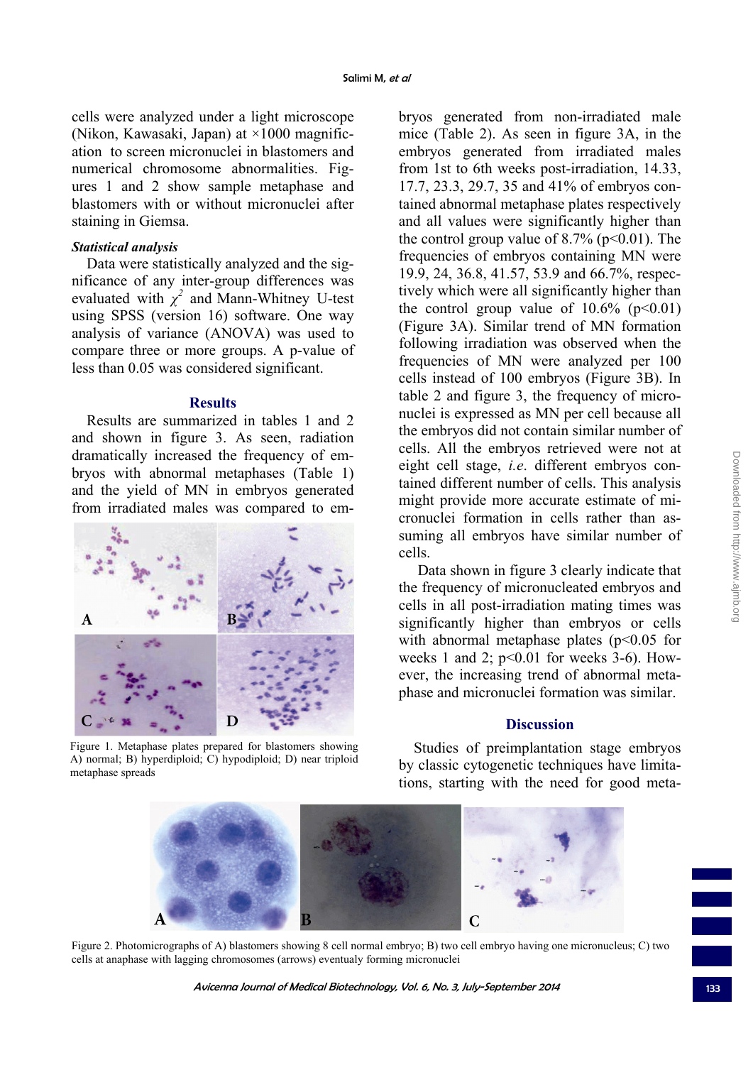cells were analyzed under a light microscope (Nikon, Kawasaki, Japan) at ×1000 magnification to screen micronuclei in blastomers and numerical chromosome abnormalities. Figures 1 and 2 show sample metaphase and blastomers with or without micronuclei after staining in Giemsa.

### *Statistical analysis*

Data were statistically analyzed and the significance of any inter-group differences was evaluated with $\chi^2$ and Mann-Whitney U-test using SPSS (version 16) software. One way analysis of variance (ANOVA) was used to compare three or more groups. A p-value of less than 0.05 was considered significant.

## Results

Results are summarized in tables 1 and 2 and shown in figure 3. As seen, radiation dramatically increased the frequency of embryos with abnormal metaphases (Table 1) and the yield of MN in embryos generated from irradiated males was compared to embryos generated from non-irradiated male mice (Table 2). As seen in figure 3A, in the embryos generated from irradiated males from 1st to 6th weeks post-irradiation, 14.33, 17.7, 23.3, 29.7, 35 and 41% of embryos contained abnormal metaphase plates respectively and all values were significantly higher than the control group value of 8.7% ($p<0.01$). The frequencies of embryos containing MN were 19.9, 24, 36.8, 41.57, 53.9 and 66.7%, respectively which were all significantly higher than the control group value of 10.6% ($p<0.01$) (Figure 3A). Similar trend of MN formation following irradiation was observed when the frequencies of MN were analyzed per 100 cells instead of 100 embryos (Figure 3B). In table 2 and figure 3, the frequency of micronuclei is expressed as MN per cell because all the embryos did not contain similar number of cells. All the embryos retrieved were not at eight cell stage, *i.e*. different embryos contained different number of cells. This analysis might provide more accurate estimate of micronuclei formation in cells rather than assuming all embryos have similar number of cells.

Data shown in figure 3 clearly indicate that the frequency of micronucleated embryos and cells in all post-irradiation mating times was significantly higher than embryos or cells with abnormal metaphase plates ($p<0.05$ for weeks 1 and 2; $p<0.01$ for weeks 3-6). However, the increasing trend of abnormal metaphase and micronuclei formation was similar.

Figure 1. Metaphase plates prepared for blastomers showing A) normal; B) hyperdiploid; C) hypodiploid; D) near triploid metaphase spreads

## Discussion

Studies of preimplantation stage embryos by classic cytogenetic techniques have limitations, starting with the need for good meta-

Figure 2. Photomicrographs of A) blastomers showing 8 cell normal embryo; B) two cell embryo having one micronucleus; C) two cells at anaphase with lagging chromosomes (arrows) eventualy forming micronuclei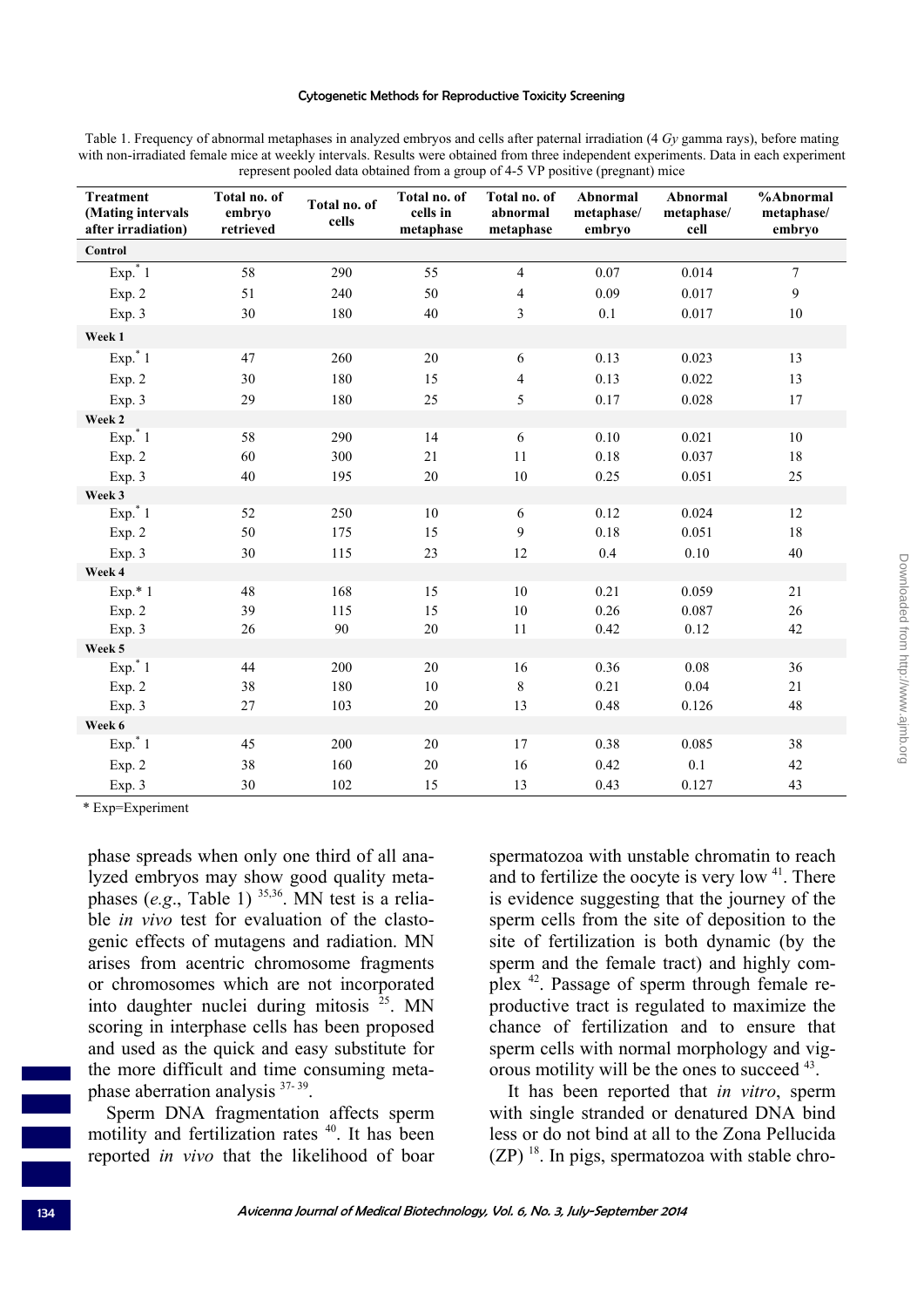Table 1. Frequency of abnormal metaphases in analyzed embryos and cells after paternal irradiation (4 *Gy* gamma rays), before mating with non-irradiated female mice at weekly intervals. Results were obtained from three independent experiments. Data in each experiment represent pooled data obtained from a group of 4-5 VP positive (pregnant) mice

| Treatment (Mating intervals after irradiation) | Total no. of embryo retrieved | Total no. of cells | Total no. of cells in metaphase | Total no. of abnormal metaphase | Abnormal metaphase/ embryo | Abnormal metaphase/ cell | %Abnormal metaphase/ embryo |
|---|---|---|---|---|---|---|---|
| **Control** | | | | | | | |
| Exp.* 1 | 58 | 290 | 55 | 4 | 0.07 | 0.014 | 7 |
| Exp. 2 | 51 | 240 | 50 | 4 | 0.09 | 0.017 | 9 |
| Exp. 3 | 30 | 180 | 40 | 3 | 0.1 | 0.017 | 10 |
| **Week 1** | | | | | | | |
| Exp.* 1 | 47 | 260 | 20 | 6 | 0.13 | 0.023 | 13 |
| Exp. 2 | 30 | 180 | 15 | 4 | 0.13 | 0.022 | 13 |
| Exp. 3 | 29 | 180 | 25 | 5 | 0.17 | 0.028 | 17 |
| **Week 2** | | | | | | | |
| Exp.* 1 | 58 | 290 | 14 | 6 | 0.10 | 0.021 | 10 |
| Exp. 2 | 60 | 300 | 21 | 11 | 0.18 | 0.037 | 18 |
| Exp. 3 | 40 | 195 | 20 | 10 | 0.25 | 0.051 | 25 |
| **Week 3** | | | | | | | |
| Exp.* 1 | 52 | 250 | 10 | 6 | 0.12 | 0.024 | 12 |
| Exp. 2 | 50 | 175 | 15 | 9 | 0.18 | 0.051 | 18 |
| Exp. 3 | 30 | 115 | 23 | 12 | 0.4 | 0.10 | 40 |
| **Week 4** | | | | | | | |
| Exp.* 1 | 48 | 168 | 15 | 10 | 0.21 | 0.059 | 21 |
| Exp. 2 | 39 | 115 | 15 | 10 | 0.26 | 0.087 | 26 |
| Exp. 3 | 26 | 90 | 20 | 11 | 0.42 | 0.12 | 42 |
| **Week 5** | | | | | | | |
| Exp.* 1 | 44 | 200 | 20 | 16 | 0.36 | 0.08 | 36 |
| Exp. 2 | 38 | 180 | 10 | 8 | 0.21 | 0.04 | 21 |
| Exp. 3 | 27 | 103 | 20 | 13 | 0.48 | 0.126 | 48 |
| **Week 6** | | | | | | | |
| Exp.* 1 | 45 | 200 | 20 | 17 | 0.38 | 0.085 | 38 |
| Exp. 2 | 38 | 160 | 20 | 16 | 0.42 | 0.1 | 42 |
| Exp. 3 | 30 | 102 | 15 | 13 | 0.43 | 0.127 | 43 |

* Exp=Experiment

phase spreads when only one third of all analyzed embryos may show good quality metaphases (*e.g*., Table 1) [35,36]. MN test is a reliable *in vivo* test for evaluation of the clastogenic effects of mutagens and radiation. MN arises from acentric chromosome fragments or chromosomes which are not incorporated into daughter nuclei during mitosis [25]. MN scoring in interphase cells has been proposed and used as the quick and easy substitute for the more difficult and time consuming metaphase aberration analysis [37-39].

Sperm DNA fragmentation affects sperm motility and fertilization rates [40]. It has been reported *in vivo* that the likelihood of boar spermatozoa with unstable chromatin to reach and to fertilize the oocyte is very low [41]. There is evidence suggesting that the journey of the sperm cells from the site of deposition to the site of fertilization is both dynamic (by the sperm and the female tract) and highly complex [42]. Passage of sperm through female reproductive tract is regulated to maximize the chance of fertilization and to ensure that sperm cells with normal morphology and vigorous motility will be the ones to succeed [43].

It has been reported that *in vitro*, sperm with single stranded or denatured DNA bind less or do not bind at all to the Zona Pellucida (ZP) [18]. In pigs, spermatozoa with stable chro-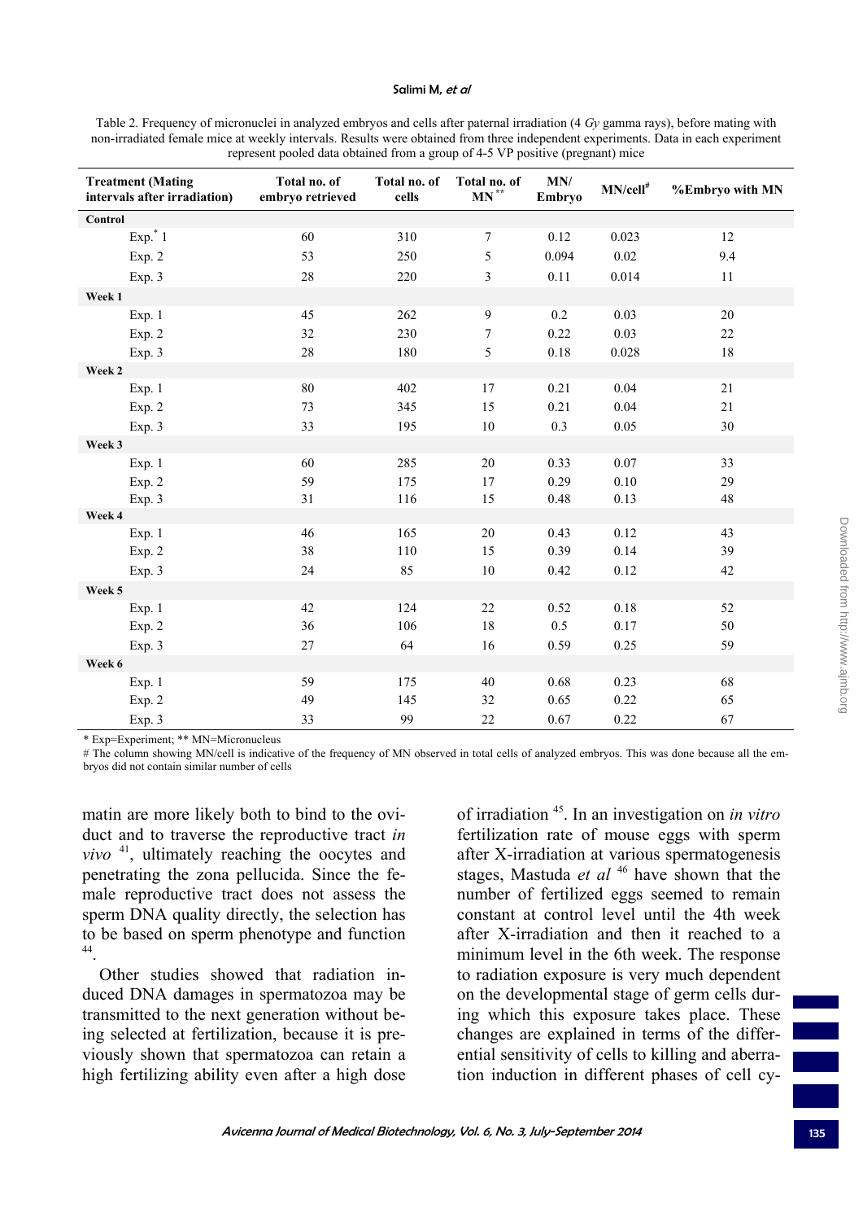Table 2. Frequency of micronuclei in analyzed embryos and cells after paternal irradiation (4 *Gy* gamma rays), before mating with non-irradiated female mice at weekly intervals. Results were obtained from three independent experiments. Data in each experiment represent pooled data obtained from a group of 4-5 VP positive (pregnant) mice

| Treatment (Mating intervals after irradiation) | Total no. of embryo retrieved | Total no. of cells | Total no. of MN** | MN/ Embryo | MN/cell# | %Embryo with MN |
|---|---|---|---|---|---|---|
| **Control** | | | | | | |
| Exp.* 1 | 60 | 310 | 7 | 0.12 | 0.023 | 12 |
| Exp. 2 | 53 | 250 | 5 | 0.094 | 0.02 | 9.4 |
| Exp. 3 | 28 | 220 | 3 | 0.11 | 0.014 | 11 |
| **Week 1** | | | | | | |
| Exp. 1 | 45 | 262 | 9 | 0.2 | 0.03 | 20 |
| Exp. 2 | 32 | 230 | 7 | 0.22 | 0.03 | 22 |
| Exp. 3 | 28 | 180 | 5 | 0.18 | 0.028 | 18 |
| **Week 2** | | | | | | |
| Exp. 1 | 80 | 402 | 17 | 0.21 | 0.04 | 21 |
| Exp. 2 | 73 | 345 | 15 | 0.21 | 0.04 | 21 |
| Exp. 3 | 33 | 195 | 10 | 0.3 | 0.05 | 30 |
| **Week 3** | | | | | | |
| Exp. 1 | 60 | 285 | 20 | 0.33 | 0.07 | 33 |
| Exp. 2 | 59 | 175 | 17 | 0.29 | 0.10 | 29 |
| Exp. 3 | 31 | 116 | 15 | 0.48 | 0.13 | 48 |
| **Week 4** | | | | | | |
| Exp. 1 | 46 | 165 | 20 | 0.43 | 0.12 | 43 |
| Exp. 2 | 38 | 110 | 15 | 0.39 | 0.14 | 39 |
| Exp. 3 | 24 | 85 | 10 | 0.42 | 0.12 | 42 |
| **Week 5** | | | | | | |
| Exp. 1 | 42 | 124 | 22 | 0.52 | 0.18 | 52 |
| Exp. 2 | 36 | 106 | 18 | 0.5 | 0.17 | 50 |
| Exp. 3 | 27 | 64 | 16 | 0.59 | 0.25 | 59 |
| **Week 6** | | | | | | |
| Exp. 1 | 59 | 175 | 40 | 0.68 | 0.23 | 68 |
| Exp. 2 | 49 | 145 | 32 | 0.65 | 0.22 | 65 |
| Exp. 3 | 33 | 99 | 22 | 0.67 | 0.22 | 67 |

\* Exp=Experiment; ** MN=Micronucleus

\# The column showing MN/cell is indicative of the frequency of MN observed in total cells of analyzed embryos. This was done because all the embryos did not contain similar number of cells

matin are more likely both to bind to the oviduct and to traverse the reproductive tract *in vivo* [41], ultimately reaching the oocytes and penetrating the zona pellucida. Since the female reproductive tract does not assess the sperm DNA quality directly, the selection has to be based on sperm phenotype and function [44].

Other studies showed that radiation induced DNA damages in spermatozoa may be transmitted to the next generation without being selected at fertilization, because it is previously shown that spermatozoa can retain a high fertilizing ability even after a high dose of irradiation [45]. In an investigation on *in vitro* fertilization rate of mouse eggs with sperm after X-irradiation at various spermatogenesis stages, Mastuda *et al* [46] have shown that the number of fertilized eggs seemed to remain constant at control level until the 4th week after X-irradiation and then it reached to a minimum level in the 6th week. The response to radiation exposure is very much dependent on the developmental stage of germ cells during which this exposure takes place. These changes are explained in terms of the differential sensitivity of cells to killing and aberration induction in different phases of cell cy-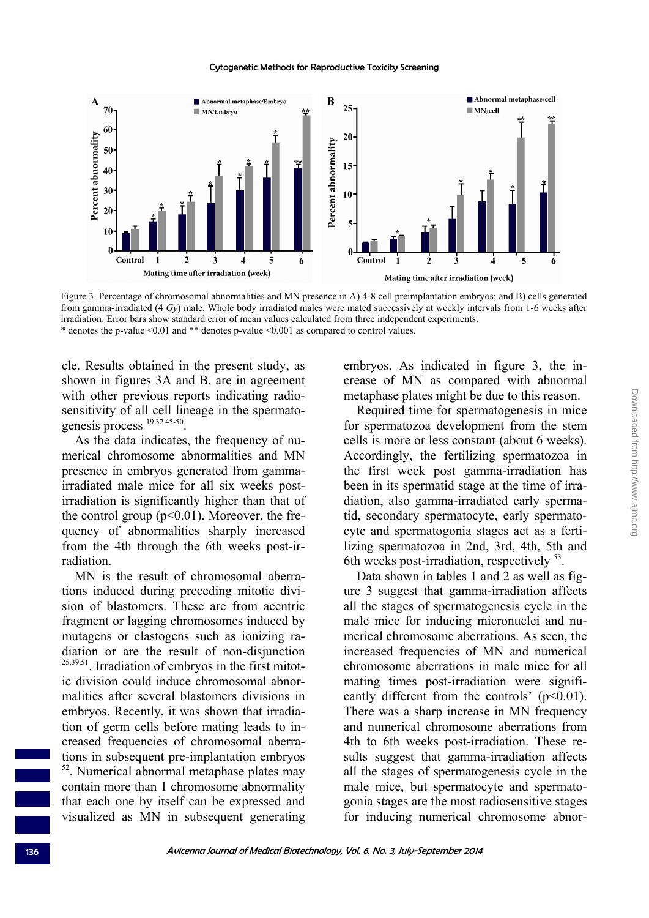Figure 3. Percentage of chromosomal abnormalities and MN presence in A) 4-8 cell preimplantation embryos; and B) cells generated from gamma-irradiated (4 *Gy*) male. Whole body irradiated males were mated successively at weekly intervals from 1-6 weeks after irradiation. Error bars show standard error of mean values calculated from three independent experiments.
\* denotes the p-value <0.01 and \*\* denotes p-value <0.001 as compared to control values.

cle. Results obtained in the present study, as shown in figures 3A and B, are in agreement with other previous reports indicating radiosensitivity of all cell lineage in the spermatogenesis process [19,32,45-50].

As the data indicates, the frequency of numerical chromosome abnormalities and MN presence in embryos generated from gamma-irradiated male mice for all six weeks post-irradiation is significantly higher than that of the control group ($p<0.01$). Moreover, the frequency of abnormalities sharply increased from the 4th through the 6th weeks post-irradiation.

MN is the result of chromosomal aberrations induced during preceding mitotic division of blastomers. These are from acentric fragment or lagging chromosomes induced by mutagens or clastogens such as ionizing radiation or are the result of non-disjunction [25,39,51]. Irradiation of embryos in the first mitotic division could induce chromosomal abnormalities after several blastomers divisions in embryos. Recently, it was shown that irradiation of germ cells before mating leads to increased frequencies of chromosomal aberrations in subsequent pre-implantation embryos [52]. Numerical abnormal metaphase plates may contain more than 1 chromosome abnormality that each one by itself can be expressed and visualized as MN in subsequent generating embryos. As indicated in figure 3, the increase of MN as compared with abnormal metaphase plates might be due to this reason.

Required time for spermatogenesis in mice for spermatozoa development from the stem cells is more or less constant (about 6 weeks). Accordingly, the fertilizing spermatozoa in the first week post gamma-irradiation has been in its spermatid stage at the time of irradiation, also gamma-irradiated early spermatid, secondary spermatocyte, early spermatocyte and spermatogonia stages act as a fertilizing spermatozoa in 2nd, 3rd, 4th, 5th and 6th weeks post-irradiation, respectively [53].

Data shown in tables 1 and 2 as well as figure 3 suggest that gamma-irradiation affects all the stages of spermatogenesis cycle in the male mice for inducing micronuclei and numerical chromosome aberrations. As seen, the increased frequencies of MN and numerical chromosome aberrations in male mice for all mating times post-irradiation were significantly different from the controls' ($p<0.01$). There was a sharp increase in MN frequency and numerical chromosome aberrations from 4th to 6th weeks post-irradiation. These results suggest that gamma-irradiation affects all the stages of spermatogenesis cycle in the male mice, but spermatocyte and spermatogonia stages are the most radiosensitive stages for inducing numerical chromosome abnor-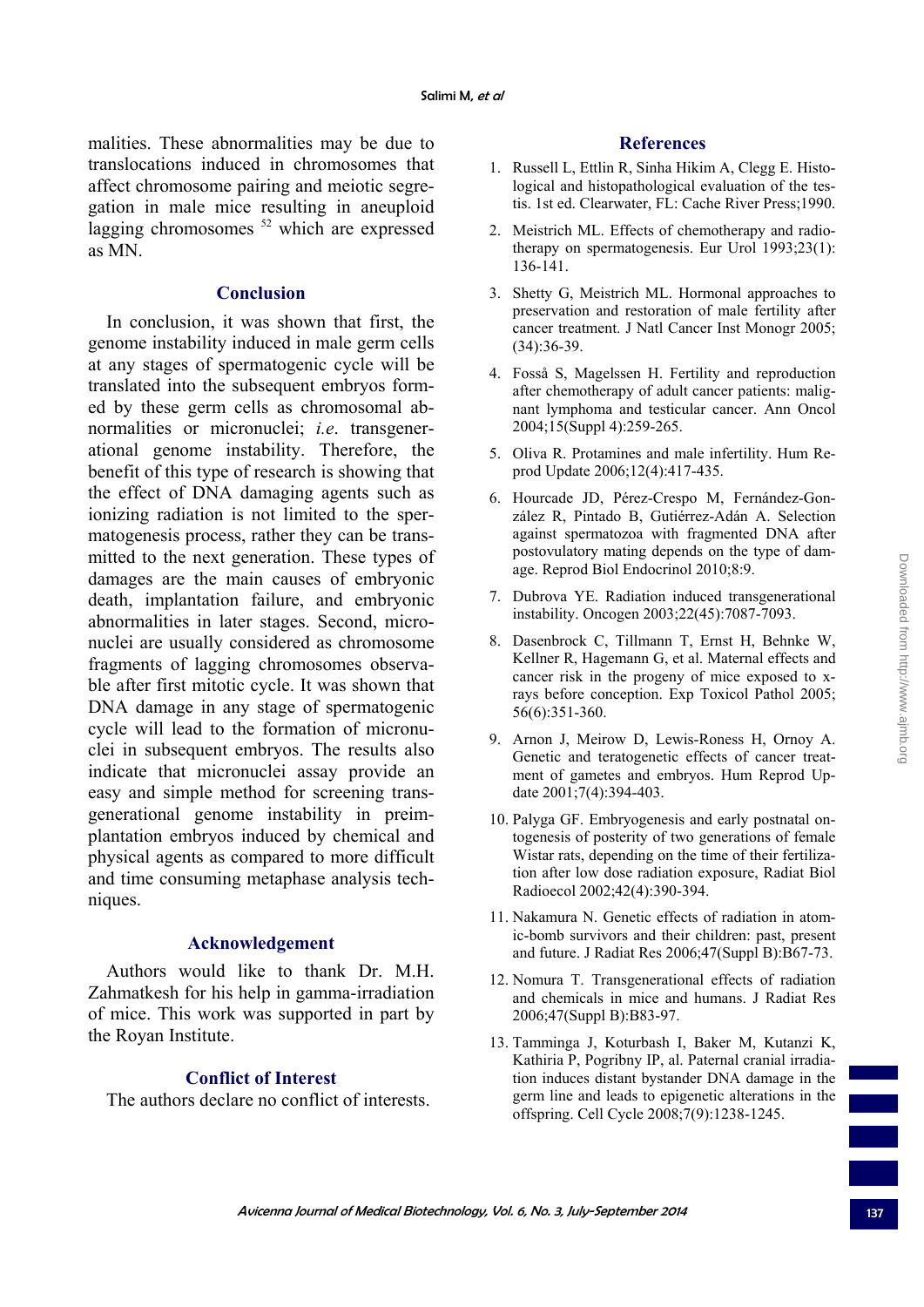malities. These abnormalities may be due to translocations induced in chromosomes that affect chromosome pairing and meiotic segregation in male mice resulting in aneuploid lagging chromosomes [52] which are expressed as MN.

## Conclusion

In conclusion, it was shown that first, the genome instability induced in male germ cells at any stages of spermatogenic cycle will be translated into the subsequent embryos formed by these germ cells as chromosomal abnormalities or micronuclei; *i.e*. transgenerational genome instability. Therefore, the benefit of this type of research is showing that the effect of DNA damaging agents such as ionizing radiation is not limited to the spermatogenesis process, rather they can be transmitted to the next generation. These types of damages are the main causes of embryonic death, implantation failure, and embryonic abnormalities in later stages. Second, micronuclei are usually considered as chromosome fragments of lagging chromosomes observable after first mitotic cycle. It was shown that DNA damage in any stage of spermatogenic cycle will lead to the formation of micronuclei in subsequent embryos. The results also indicate that micronuclei assay provide an easy and simple method for screening transgenerational genome instability in preimplantation embryos induced by chemical and physical agents as compared to more difficult and time consuming metaphase analysis techniques.

## Acknowledgement

Authors would like to thank Dr. M.H. Zahmatkesh for his help in gamma-irradiation of mice. This work was supported in part by the Royan Institute.

## Conflict of Interest

The authors declare no conflict of interests.

## References

1. Russell L, Ettlin R, Sinha Hikim A, Clegg E. Histological and histopathological evaluation of the testis. 1st ed. Clearwater, FL: Cache River Press;1990.
2. Meistrich ML. Effects of chemotherapy and radiotherapy on spermatogenesis. Eur Urol 1993;23(1):136-141.
3. Shetty G, Meistrich ML. Hormonal approaches to preservation and restoration of male fertility after cancer treatment. J Natl Cancer Inst Monogr 2005;(34):36-39.
4. Fosså S, Magelssen H. Fertility and reproduction after chemotherapy of adult cancer patients: malignant lymphoma and testicular cancer. Ann Oncol 2004;15(Suppl 4):259-265.
5. Oliva R. Protamines and male infertility. Hum Reprod Update 2006;12(4):417-435.
6. Hourcade JD, Pérez-Crespo M, Fernández-González R, Pintado B, Gutiérrez-Adán A. Selection against spermatozoa with fragmented DNA after postovulatory mating depends on the type of damage. Reprod Biol Endocrinol 2010;8:9.
7. Dubrova YE. Radiation induced transgenerational instability. Oncogen 2003;22(45):7087-7093.
8. Dasenbrock C, Tillmann T, Ernst H, Behnke W, Kellner R, Hagemann G, et al. Maternal effects and cancer risk in the progeny of mice exposed to x-rays before conception. Exp Toxicol Pathol 2005; 56(6):351-360.
9. Arnon J, Meirow D, Lewis-Roness H, Ornoy A. Genetic and teratogenetic effects of cancer treatment of gametes and embryos. Hum Reprod Update 2001;7(4):394-403.
10. Palyga GF. Embryogenesis and early postnatal ontogenesis of posterity of two generations of female Wistar rats, depending on the time of their fertilization after low dose radiation exposure, Radiat Biol Radioecol 2002;42(4):390-394.
11. Nakamura N. Genetic effects of radiation in atomic-bomb survivors and their children: past, present and future. J Radiat Res 2006;47(Suppl B):B67-73.
12. Nomura T. Transgenerational effects of radiation and chemicals in mice and humans. J Radiat Res 2006;47(Suppl B):B83-97.
13. Tamminga J, Koturbash I, Baker M, Kutanzi K, Kathiria P, Pogribny IP, al. Paternal cranial irradiation induces distant bystander DNA damage in the germ line and leads to epigenetic alterations in the offspring. Cell Cycle 2008;7(9):1238-1245.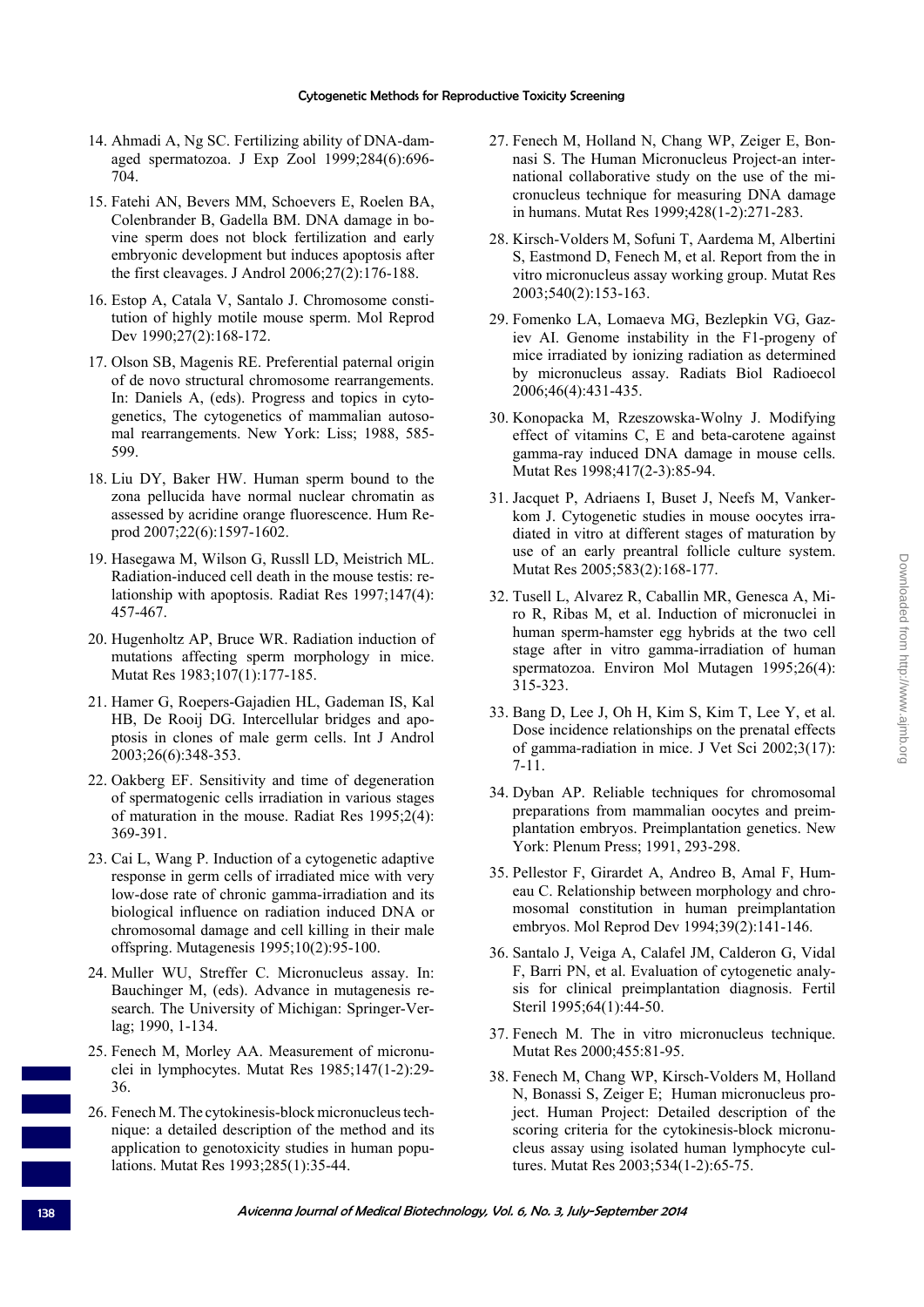14. Ahmadi A, Ng SC. Fertilizing ability of DNA-damaged spermatozoa. J Exp Zool 1999;284(6):696-704.

15. Fatehi AN, Bevers MM, Schoevers E, Roelen BA, Colenbrander B, Gadella BM. DNA damage in bovine sperm does not block fertilization and early embryonic development but induces apoptosis after the first cleavages. J Androl 2006;27(2):176-188.

16. Estop A, Catala V, Santalo J. Chromosome constitution of highly motile mouse sperm. Mol Reprod Dev 1990;27(2):168-172.

17. Olson SB, Magenis RE. Preferential paternal origin of de novo structural chromosome rearrangements. In: Daniels A, (eds). Progress and topics in cytogenetics, The cytogenetics of mammalian autosomal rearrangements. New York: Liss; 1988, 585-599.

18. Liu DY, Baker HW. Human sperm bound to the zona pellucida have normal nuclear chromatin as assessed by acridine orange fluorescence. Hum Reprod 2007;22(6):1597-1602.

19. Hasegawa M, Wilson G, Russll LD, Meistrich ML. Radiation-induced cell death in the mouse testis: relationship with apoptosis. Radiat Res 1997;147(4):457-467.

20. Hugenholtz AP, Bruce WR. Radiation induction of mutations affecting sperm morphology in mice. Mutat Res 1983;107(1):177-185.

21. Hamer G, Roepers-Gajadien HL, Gademan IS, Kal HB, De Rooij DG. Intercellular bridges and apoptosis in clones of male germ cells. Int J Androl 2003;26(6):348-353.

22. Oakberg EF. Sensitivity and time of degeneration of spermatogenic cells irradiation in various stages of maturation in the mouse. Radiat Res 1995;2(4):369-391.

23. Cai L, Wang P. Induction of a cytogenetic adaptive response in germ cells of irradiated mice with very low-dose rate of chronic gamma-irradiation and its biological influence on radiation induced DNA or chromosomal damage and cell killing in their male offspring. Mutagenesis 1995;10(2):95-100.

24. Muller WU, Streffer C. Micronucleus assay. In: Bauchinger M, (eds). Advance in mutagenesis research. The University of Michigan: Springer-Verlag; 1990, 1-134.

25. Fenech M, Morley AA. Measurement of micronuclei in lymphocytes. Mutat Res 1985;147(1-2):29-36.

26. Fenech M. The cytokinesis-block micronucleus technique: a detailed description of the method and its application to genotoxicity studies in human populations. Mutat Res 1993;285(1):35-44.

27. Fenech M, Holland N, Chang WP, Zeiger E, Bonnasi S. The Human Micronucleus Project-an international collaborative study on the use of the micronucleus technique for measuring DNA damage in humans. Mutat Res 1999;428(1-2):271-283.

28. Kirsch-Volders M, Sofuni T, Aardema M, Albertini S, Eastmond D, Fenech M, et al. Report from the in vitro micronucleus assay working group. Mutat Res 2003;540(2):153-163.

29. Fomenko LA, Lomaeva MG, Bezlepkin VG, Gaziev AI. Genome instability in the F1-progeny of mice irradiated by ionizing radiation as determined by micronucleus assay. Radiats Biol Radioecol 2006;46(4):431-435.

30. Konopacka M, Rzeszowska-Wolny J. Modifying effect of vitamins C, E and beta-carotene against gamma-ray induced DNA damage in mouse cells. Mutat Res 1998;417(2-3):85-94.

31. Jacquet P, Adriaens I, Buset J, Neefs M, Vankerkom J. Cytogenetic studies in mouse oocytes irradiated in vitro at different stages of maturation by use of an early preantral follicle culture system. Mutat Res 2005;583(2):168-177.

32. Tusell L, Alvarez R, Caballin MR, Genesca A, Miro R, Ribas M, et al. Induction of micronuclei in human sperm-hamster egg hybrids at the two cell stage after in vitro gamma-irradiation of human spermatozoa. Environ Mol Mutagen 1995;26(4):315-323.

33. Bang D, Lee J, Oh H, Kim S, Kim T, Lee Y, et al. Dose incidence relationships on the prenatal effects of gamma-radiation in mice. J Vet Sci 2002;3(17):7-11.

34. Dyban AP. Reliable techniques for chromosomal preparations from mammalian oocytes and preimplantation embryos. Preimplantation genetics. New York: Plenum Press; 1991, 293-298.

35. Pellestor F, Girardet A, Andreo B, Amal F, Humeau C. Relationship between morphology and chromosomal constitution in human preimplantation embryos. Mol Reprod Dev 1994;39(2):141-146.

36. Santalo J, Veiga A, Calafel JM, Calderon G, Vidal F, Barri PN, et al. Evaluation of cytogenetic analysis for clinical preimplantation diagnosis. Fertil Steril 1995;64(1):44-50.

37. Fenech M. The in vitro micronucleus technique. Mutat Res 2000;455:81-95.

38. Fenech M, Chang WP, Kirsch-Volders M, Holland N, Bonassi S, Zeiger E; Human micronucleus project. Human Project: Detailed description of the scoring criteria for the cytokinesis-block micronucleus assay using isolated human lymphocyte cultures. Mutat Res 2003;534(1-2):65-75.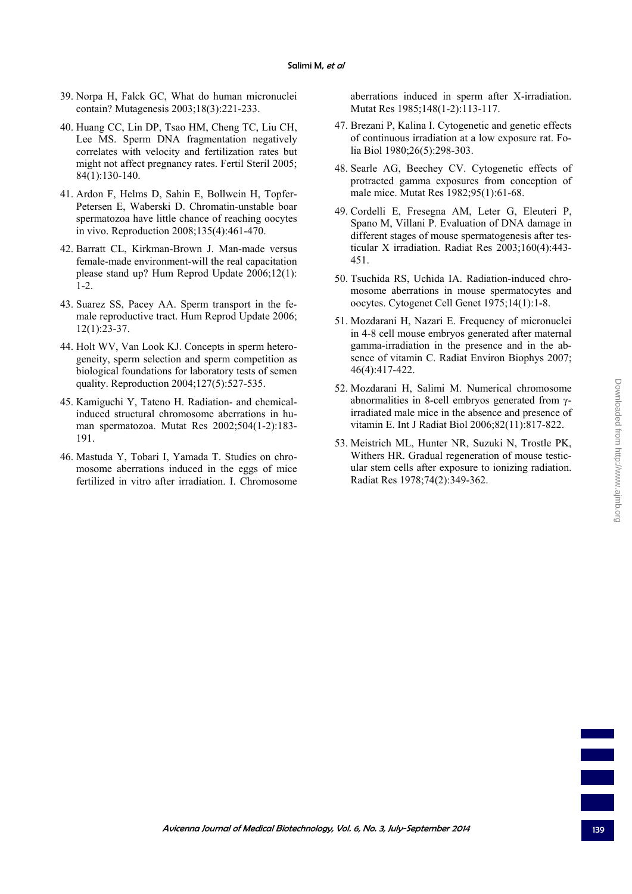39. Norpa H, Falck GC, What do human micronuclei contain? Mutagenesis 2003;18(3):221-233.

40. Huang CC, Lin DP, Tsao HM, Cheng TC, Liu CH, Lee MS. Sperm DNA fragmentation negatively correlates with velocity and fertilization rates but might not affect pregnancy rates. Fertil Steril 2005; 84(1):130-140.

41. Ardon F, Helms D, Sahin E, Bollwein H, Topfer-Petersen E, Waberski D. Chromatin-unstable boar spermatozoa have little chance of reaching oocytes in vivo. Reproduction 2008;135(4):461-470.

42. Barratt CL, Kirkman-Brown J. Man-made versus female-made environment-will the real capacitation please stand up? Hum Reprod Update 2006;12(1): 1-2.

43. Suarez SS, Pacey AA. Sperm transport in the female reproductive tract. Hum Reprod Update 2006; 12(1):23-37.

44. Holt WV, Van Look KJ. Concepts in sperm heterogeneity, sperm selection and sperm competition as biological foundations for laboratory tests of semen quality. Reproduction 2004;127(5):527-535.

45. Kamiguchi Y, Tateno H. Radiation- and chemical-induced structural chromosome aberrations in human spermatozoa. Mutat Res 2002;504(1-2):183-191.

46. Mastuda Y, Tobari I, Yamada T. Studies on chromosome aberrations induced in the eggs of mice fertilized in vitro after irradiation. I. Chromosome aberrations induced in sperm after X-irradiation. Mutat Res 1985;148(1-2):113-117.

47. Brezani P, Kalina I. Cytogenetic and genetic effects of continuous irradiation at a low exposure rat. Folia Biol 1980;26(5):298-303.

48. Searle AG, Beechey CV. Cytogenetic effects of protracted gamma exposures from conception of male mice. Mutat Res 1982;95(1):61-68.

49. Cordelli E, Fresegna AM, Leter G, Eleuteri P, Spano M, Villani P. Evaluation of DNA damage in different stages of mouse spermatogenesis after testicular X irradiation. Radiat Res 2003;160(4):443-451.

50. Tsuchida RS, Uchida IA. Radiation-induced chromosome aberrations in mouse spermatocytes and oocytes. Cytogenet Cell Genet 1975;14(1):1-8.

51. Mozdarani H, Nazari E. Frequency of micronuclei in 4-8 cell mouse embryos generated after maternal gamma-irradiation in the presence and in the absence of vitamin C. Radiat Environ Biophys 2007; 46(4):417-422.

52. Mozdarani H, Salimi M. Numerical chromosome abnormalities in 8-cell embryos generated from γ-irradiated male mice in the absence and presence of vitamin E. Int J Radiat Biol 2006;82(11):817-822.

53. Meistrich ML, Hunter NR, Suzuki N, Trostle PK, Withers HR. Gradual regeneration of mouse testicular stem cells after exposure to ionizing radiation. Radiat Res 1978;74(2):349-362.